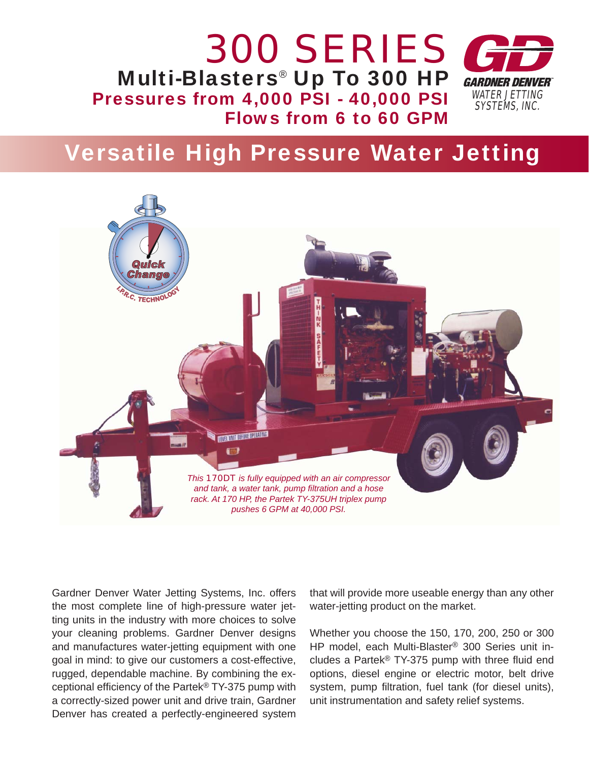# 300 SERIES

## Multi-Blasters® Up To 300 HP

**Pressures from 4,000 PSI - 40,000 PSI**

**Flows from 6 to 60 GPM**

GARDNER DENVER WATER JETTING SYSTEMS, INC.

## Versatile High Pressure Water Jetting

*This 170DT is fully equipped with an air compressor and tank, a water tank, pump filtration and a hose rack. At 170 HP, the Partek TY-375UH triplex pump pushes 6 GPM at 40,000 PSI.*

Gardner Denver Water Jetting Systems, Inc. offers the most complete line of high-pressure water jetting units in the industry with more choices to solve your cleaning problems. Gardner Denver designs and manufactures water-jetting equipment with one goal in mind: to give our customers a cost-effective, rugged, dependable machine. By combining the exceptional efficiency of the Partek® TY-375 pump with a correctly-sized power unit and drive train, Gardner Denver has created a perfectly-engineered system that will provide more useable energy than any other water-jetting product on the market.

Whether you choose the 150, 170, 200, 250 or 300 HP model, each Multi-Blaster® 300 Series unit includes a Partek® TY-375 pump with three fluid end options, diesel engine or electric motor, belt drive system, pump filtration, fuel tank (for diesel units), unit instrumentation and safety relief systems.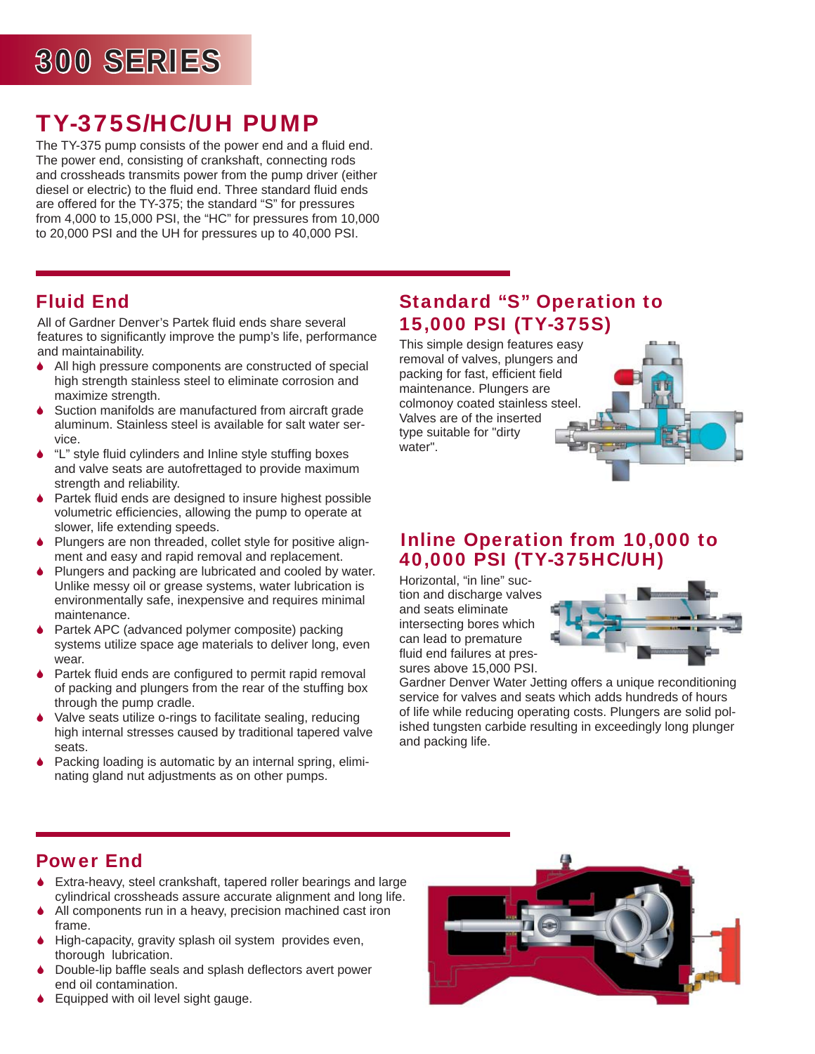# 300 SERIES

## TY-375S/HC/UH PUMP

The TY-375 pump consists of the power end and a fluid end. The power end, consisting of crankshaft, connecting rods and crossheads transmits power from the pump driver (either diesel or electric) to the fluid end. Three standard fluid ends are offered for the TY-375; the standard "S" for pressures from 4,000 to 15,000 PSI, the "HC" for pressures from 10,000 to 20,000 PSI and the UH for pressures up to 40,000 PSI.

### Fluid End

All of Gardner Denver's Partek fluid ends share several features to significantly improve the pump's life, performance and maintainability.

- All high pressure components are constructed of special high strength stainless steel to eliminate corrosion and maximize strength.
- Suction manifolds are manufactured from aircraft grade aluminum. Stainless steel is available for salt water service.
- "L" style fluid cylinders and Inline style stuffing boxes and valve seats are autofrettaged to provide maximum strength and reliability.
- Partek fluid ends are designed to insure highest possible volumetric efficiencies, allowing the pump to operate at slower, life extending speeds.
- Plungers are non threaded, collet style for positive alignment and easy and rapid removal and replacement.
- Plungers and packing are lubricated and cooled by water. Unlike messy oil or grease systems, water lubrication is environmentally safe, inexpensive and requires minimal maintenance.
- Partek APC (advanced polymer composite) packing systems utilize space age materials to deliver long, even wear.
- Partek fluid ends are configured to permit rapid removal of packing and plungers from the rear of the stuffing box through the pump cradle.
- Valve seats utilize o-rings to facilitate sealing, reducing high internal stresses caused by traditional tapered valve seats.
- Packing loading is automatic by an internal spring, eliminating gland nut adjustments as on other pumps.

### Standard "S" Operation to 15,000 PSI (TY-375S)

This simple design features easy removal of valves, plungers and packing for fast, efficient field maintenance. Plungers are colmonoy coated stainless steel. Valves are of the inserted type suitable for "dirty water".

### Inline Operation from 10,000 to 40,000 PSI (TY-375HC/UH)

Horizontal, "in line" suction and discharge valves and seats eliminate intersecting bores which can lead to premature fluid end failures at pressures above 15,000 PSI. Gardner Denver Water Jetting offers a unique reconditioning service for valves and seats which adds hundreds of hours of life while reducing operating costs. Plungers are solid polished tungsten carbide resulting in exceedingly long plunger and packing life.

### Power End

- Extra-heavy, steel crankshaft, tapered roller bearings and large cylindrical crossheads assure accurate alignment and long life.
- All components run in a heavy, precision machined cast iron frame.
- High-capacity, gravity splash oil system provides even, thorough lubrication.
- Double-lip baffle seals and splash deflectors avert power end oil contamination.
- Equipped with oil level sight gauge.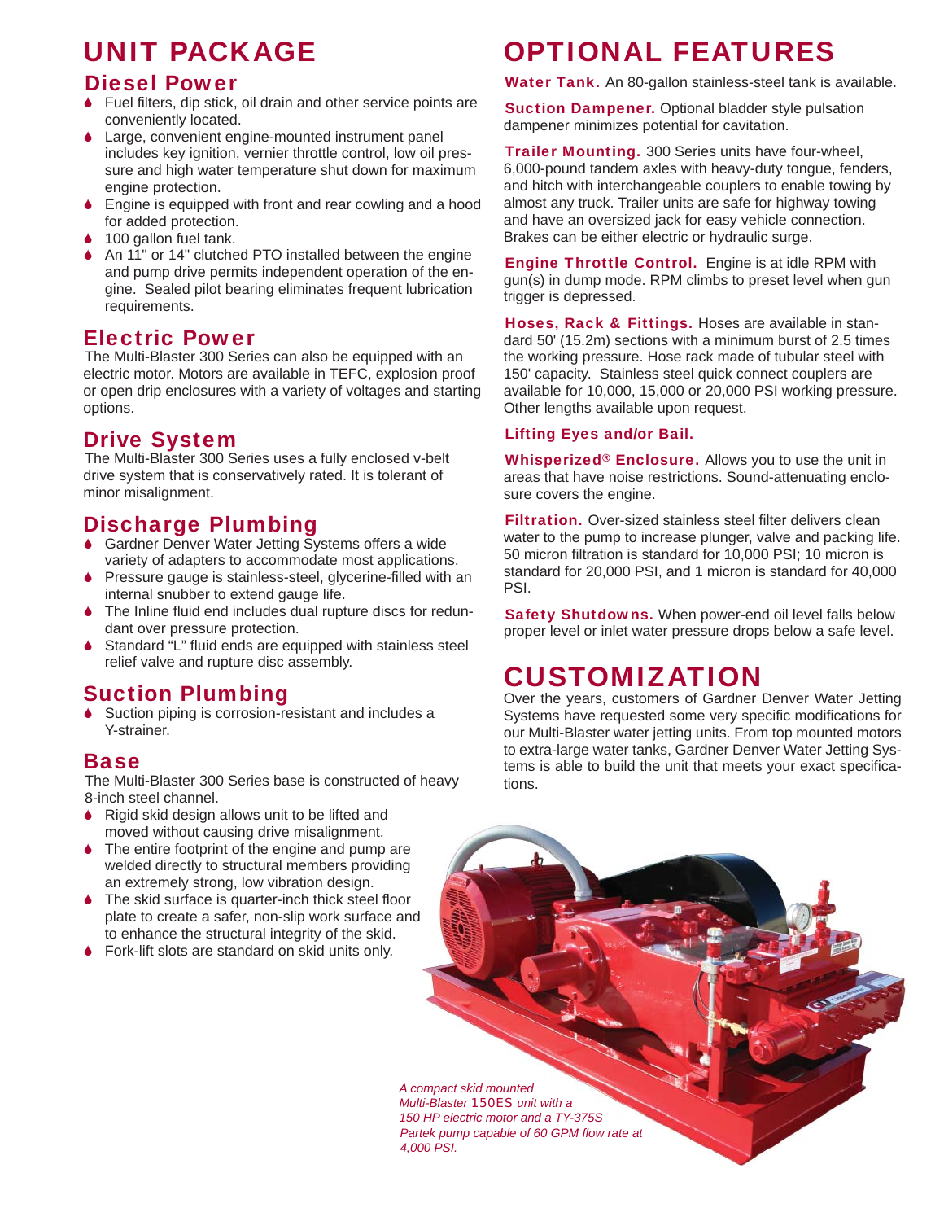# UNIT PACKAGE

## Diesel Power

- Fuel filters, dip stick, oil drain and other service points are conveniently located.
- Large, convenient engine-mounted instrument panel includes key ignition, vernier throttle control, low oil pressure and high water temperature shut down for maximum engine protection.
- Engine is equipped with front and rear cowling and a hood for added protection.
- 100 gallon fuel tank.
- An 11" or 14" clutched PTO installed between the engine and pump drive permits independent operation of the engine. Sealed pilot bearing eliminates frequent lubrication requirements.

## Electric Power

The Multi-Blaster 300 Series can also be equipped with an electric motor. Motors are available in TEFC, explosion proof or open drip enclosures with a variety of voltages and starting options.

## Drive System

The Multi-Blaster 300 Series uses a fully enclosed v-belt drive system that is conservatively rated. It is tolerant of minor misalignment.

## Discharge Plumbing

- Gardner Denver Water Jetting Systems offers a wide variety of adapters to accommodate most applications.
- Pressure gauge is stainless-steel, glycerine-filled with an internal snubber to extend gauge life.
- The Inline fluid end includes dual rupture discs for redundant over pressure protection.
- Standard "L" fluid ends are equipped with stainless steel relief valve and rupture disc assembly.

## Suction Plumbing

- Suction piping is corrosion-resistant and includes a Y-strainer.

## Base

The Multi-Blaster 300 Series base is constructed of heavy 8-inch steel channel.

- Rigid skid design allows unit to be lifted and moved without causing drive misalignment.
- The entire footprint of the engine and pump are welded directly to structural members providing an extremely strong, low vibration design.
- The skid surface is quarter-inch thick steel floor plate to create a safer, non-slip work surface and to enhance the structural integrity of the skid.
- Fork-lift slots are standard on skid units only.

# OPTIONAL FEATURES

**Water Tank.** An 80-gallon stainless-steel tank is available.

**Suction Dampener.** Optional bladder style pulsation dampener minimizes potential for cavitation.

**Trailer Mounting.** 300 Series units have four-wheel, 6,000-pound tandem axles with heavy-duty tongue, fenders, and hitch with interchangeable couplers to enable towing by almost any truck. Trailer units are safe for highway towing and have an oversized jack for easy vehicle connection. Brakes can be either electric or hydraulic surge.

**Engine Throttle Control.** Engine is at idle RPM with gun(s) in dump mode. RPM climbs to preset level when gun trigger is depressed.

**Hoses, Rack & Fittings.** Hoses are available in standard 50' (15.2m) sections with a minimum burst of 2.5 times the working pressure. Hose rack made of tubular steel with 150' capacity. Stainless steel quick connect couplers are available for 10,000, 15,000 or 20,000 PSI working pressure. Other lengths available upon request.

**Lifting Eyes and/or Bail.**

**Whisperized® Enclosure.** Allows you to use the unit in areas that have noise restrictions. Sound-attenuating enclosure covers the engine.

**Filtration.** Over-sized stainless steel filter delivers clean water to the pump to increase plunger, valve and packing life. 50 micron filtration is standard for 10,000 PSI; 10 micron is standard for 20,000 PSI, and 1 micron is standard for 40,000 PSI.

**Safety Shutdowns.** When power-end oil level falls below proper level or inlet water pressure drops below a safe level.

# CUSTOMIZATION

Over the years, customers of Gardner Denver Water Jetting Systems have requested some very specific modifications for our Multi-Blaster water jetting units. From top mounted motors to extra-large water tanks, Gardner Denver Water Jetting Systems is able to build the unit that meets your exact specifications.

*A compact skid mounted Multi-Blaster 150ES unit with a 150 HP electric motor and a TY-375S Partek pump capable of 60 GPM flow rate at 4,000 PSI.*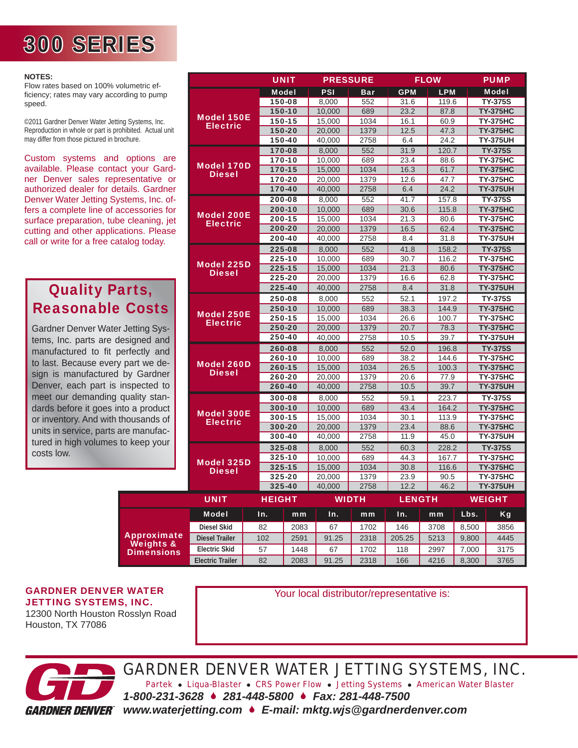# 300 SERIES

**NOTES:**
Flow rates based on 100% volumetric efficiency; rates may vary according to pump speed.

©2011 Gardner Denver Water Jetting Systems, Inc. Reproduction in whole or part is prohibited. Actual unit may differ from those pictured in brochure.

Custom systems and options are available. Please contact your Gardner Denver sales representative or authorized dealer for details. Gardner Denver Water Jetting Systems, Inc. offers a complete line of accessories for surface preparation, tube cleaning, jet cutting and other applications. Please call or write for a free catalog today.

## Quality Parts, Reasonable Costs

Gardner Denver Water Jetting Systems, Inc. parts are designed and manufactured to fit perfectly and to last. Because every part we design is manufactured by Gardner Denver, each part is inspected to meet our demanding quality standards before it goes into a product or inventory. And with thousands of units in service, parts are manufactured in high volumes to keep your costs low.

| | UNIT | PRESSURE | | FLOW | | PUMP |
|---|---|---|---|---|---|---|
| | Model | PSI | Bar | GPM | LPM | Model |
| Model 150E Electric | 150-08 | 8,000 | 552 | 31.6 | 119.6 | TY-375S |
| | 150-10 | 10,000 | 689 | 23.2 | 87.8 | TY-375HC |
| | 150-15 | 15,000 | 1034 | 16.1 | 60.9 | TY-375HC |
| | 150-20 | 20,000 | 1379 | 12.5 | 47.3 | TY-375HC |
| | 150-40 | 40,000 | 2758 | 6.4 | 24.2 | TY-375UH |
| Model 170D Diesel | 170-08 | 8,000 | 552 | 31.9 | 120.7 | TY-375S |
| | 170-10 | 10,000 | 689 | 23.4 | 88.6 | TY-375HC |
| | 170-15 | 15,000 | 1034 | 16.3 | 61.7 | TY-375HC |
| | 170-20 | 20,000 | 1379 | 12.6 | 47.7 | TY-375HC |
| | 170-40 | 40,000 | 2758 | 6.4 | 24.2 | TY-375UH |
| Model 200E Electric | 200-08 | 8,000 | 552 | 41.7 | 157.8 | TY-375S |
| | 200-10 | 10,000 | 689 | 30.6 | 115.8 | TY-375HC |
| | 200-15 | 15,000 | 1034 | 21.3 | 80.6 | TY-375HC |
| | 200-20 | 20,000 | 1379 | 16.5 | 62.4 | TY-375HC |
| | 200-40 | 40,000 | 2758 | 8.4 | 31.8 | TY-375UH |
| Model 225D Diesel | 225-08 | 8,000 | 552 | 41.8 | 158.2 | TY-375S |
| | 225-10 | 10,000 | 689 | 30.7 | 116.2 | TY-375HC |
| | 225-15 | 15,000 | 1034 | 21.3 | 80.6 | TY-375HC |
| | 225-20 | 20,000 | 1379 | 16.6 | 62.8 | TY-375HC |
| | 225-40 | 40,000 | 2758 | 8.4 | 31.8 | TY-375UH |
| Model 250E Electric | 250-08 | 8,000 | 552 | 52.1 | 197.2 | TY-375S |
| | 250-10 | 10,000 | 689 | 38.3 | 144.9 | TY-375HC |
| | 250-15 | 15,000 | 1034 | 26.6 | 100.7 | TY-375HC |
| | 250-20 | 20,000 | 1379 | 20.7 | 78.3 | TY-375HC |
| | 250-40 | 40,000 | 2758 | 10.5 | 39.7 | TY-375UH |
| Model 260D Diesel | 260-08 | 8,000 | 552 | 52.0 | 196.8 | TY-375S |
| | 260-10 | 10,000 | 689 | 38.2 | 144.6 | TY-375HC |
| | 260-15 | 15,000 | 1034 | 26.5 | 100.3 | TY-375HC |
| | 260-20 | 20,000 | 1379 | 20.6 | 77.9 | TY-375HC |
| | 260-40 | 40,000 | 2758 | 10.5 | 39.7 | TY-375UH |
| Model 300E Electric | 300-08 | 8,000 | 552 | 59.1 | 223.7 | TY-375S |
| | 300-10 | 10,000 | 689 | 43.4 | 164.2 | TY-375HC |
| | 300-15 | 15,000 | 1034 | 30.1 | 113.9 | TY-375HC |
| | 300-20 | 20,000 | 1379 | 23.4 | 88.6 | TY-375HC |
| | 300-40 | 40,000 | 2758 | 11.9 | 45.0 | TY-375UH |
| Model 325D Diesel | 325-08 | 8,000 | 552 | 60.3 | 228.2 | TY-375S |
| | 325-10 | 10,000 | 689 | 44.3 | 167.7 | TY-375HC |
| | 325-15 | 15,000 | 1034 | 30.8 | 116.6 | TY-375HC |
| | 325-20 | 20,000 | 1379 | 23.9 | 90.5 | TY-375HC |
| | 325-40 | 40,000 | 2758 | 12.2 | 46.2 | TY-375UH |

| | UNIT | HEIGHT | | WIDTH | | LENGTH | | WEIGHT | |
|---|---|---|---|---|---|---|---|---|---|
| | Model | In. | mm | In. | mm | In. | mm | Lbs. | Kg |
| Approximate Weights & Dimensions | Diesel Skid | 82 | 2083 | 67 | 1702 | 146 | 3708 | 8,500 | 3856 |
| | Diesel Trailer | 102 | 2591 | 91.25 | 2318 | 205.25 | 5213 | 9,800 | 4445 |
| | Electric Skid | 57 | 1448 | 67 | 1702 | 118 | 2997 | 7,000 | 3175 |
| | Electric Trailer | 82 | 2083 | 91.25 | 2318 | 166 | 4216 | 8,300 | 3765 |

**GARDNER DENVER WATER JETTING SYSTEMS, INC.**
12300 North Houston Rosslyn Road
Houston, TX 77086

Your local distributor/representative is:

GARDNER DENVER

GARDNER DENVER WATER JETTING SYSTEMS, INC.

Partek • Liqua-Blaster • CRS Power Flow • Jetting Systems • American Water Blaster

*1-800-231-3628 • 281-448-5800 • Fax: 281-448-7500*

*www.waterjetting.com • E-mail: mktg.wjs@gardnerdenver.com*